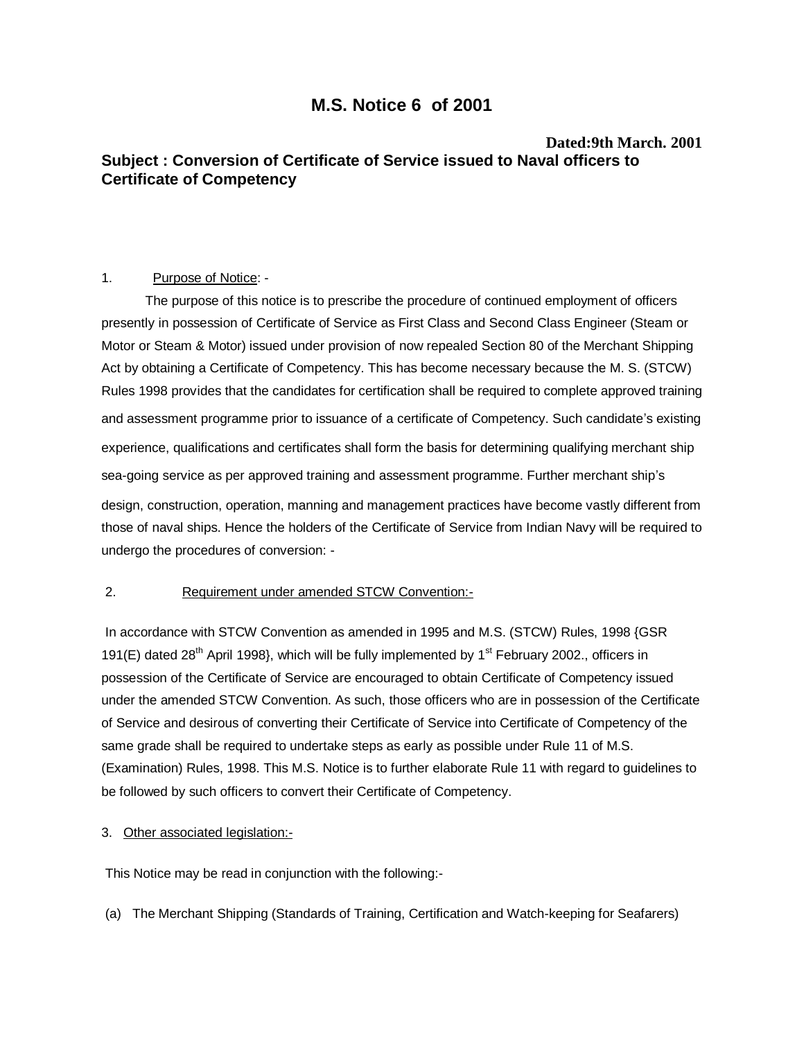# M.S. Notice 6 of 2001

**Dated:9th March. 2001**

## Subject : Conversion of Certificate of Service issued to Naval officers to Certificate of Competency

1. Purpose of Notice: -

The purpose of this notice is to prescribe the procedure of continued employment of officers presently in possession of Certificate of Service as First Class and Second Class Engineer (Steam or Motor or Steam & Motor) issued under provision of now repealed Section 80 of the Merchant Shipping Act by obtaining a Certificate of Competency. This has become necessary because the M. S. (STCW) Rules 1998 provides that the candidates for certification shall be required to complete approved training and assessment programme prior to issuance of a certificate of Competency. Such candidate's existing experience, qualifications and certificates shall form the basis for determining qualifying merchant ship sea-going service as per approved training and assessment programme. Further merchant ship's design, construction, operation, manning and management practices have become vastly different from those of naval ships. Hence the holders of the Certificate of Service from Indian Navy will be required to undergo the procedures of conversion: -

2. Requirement under amended STCW Convention:-

In accordance with STCW Convention as amended in 1995 and M.S. (STCW) Rules, 1998 {GSR 191(E) dated 28th April 1998}, which will be fully implemented by 1st February 2002., officers in possession of the Certificate of Service are encouraged to obtain Certificate of Competency issued under the amended STCW Convention. As such, those officers who are in possession of the Certificate of Service and desirous of converting their Certificate of Service into Certificate of Competency of the same grade shall be required to undertake steps as early as possible under Rule 11 of M.S. (Examination) Rules, 1998. This M.S. Notice is to further elaborate Rule 11 with regard to guidelines to be followed by such officers to convert their Certificate of Competency.

3. Other associated legislation:-

This Notice may be read in conjunction with the following:-

(a) The Merchant Shipping (Standards of Training, Certification and Watch-keeping for Seafarers)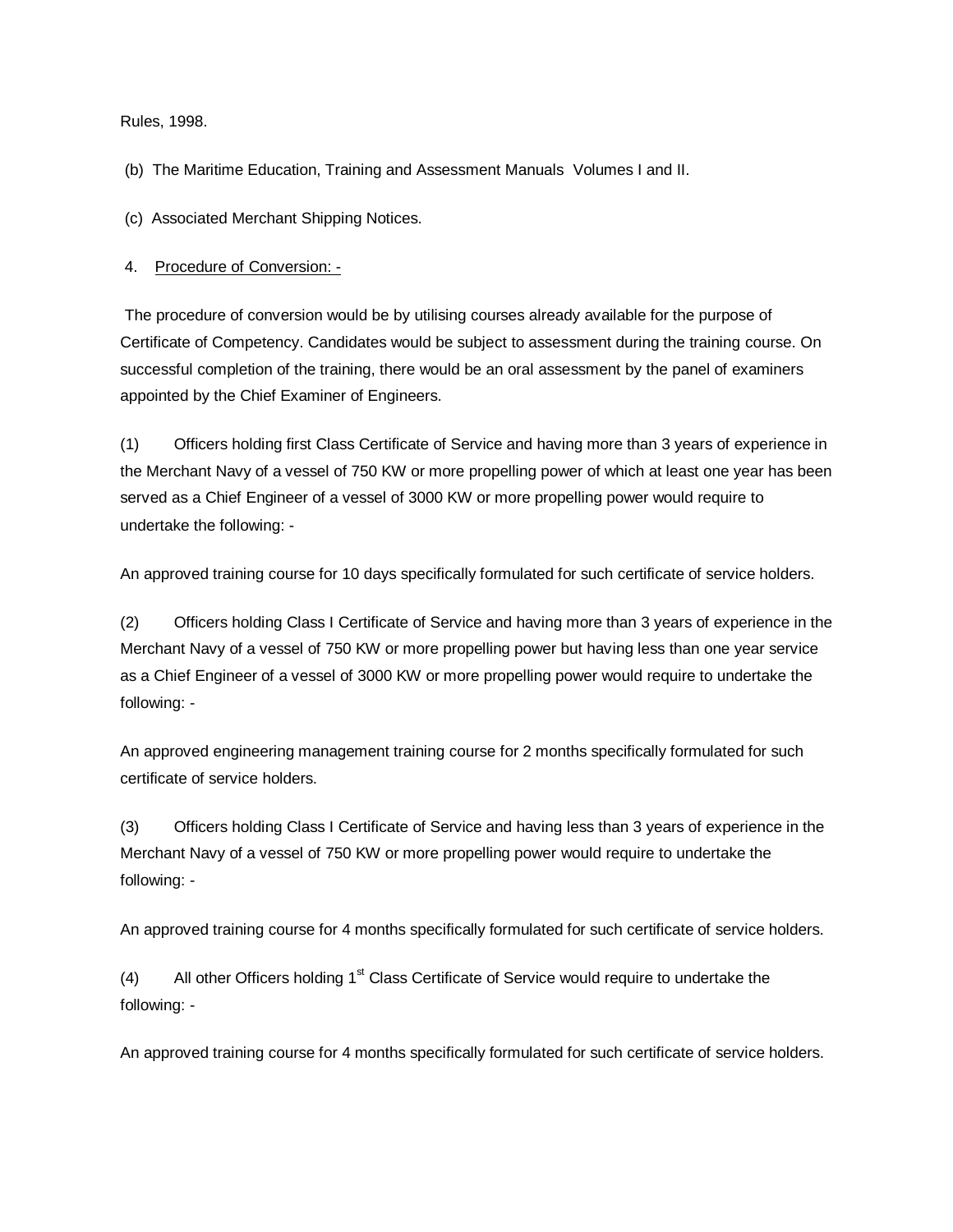Rules, 1998.

(b) The Maritime Education, Training and Assessment Manuals Volumes I and II.

(c) Associated Merchant Shipping Notices.

4. Procedure of Conversion: -

The procedure of conversion would be by utilising courses already available for the purpose of Certificate of Competency. Candidates would be subject to assessment during the training course. On successful completion of the training, there would be an oral assessment by the panel of examiners appointed by the Chief Examiner of Engineers.

(1) Officers holding first Class Certificate of Service and having more than 3 years of experience in the Merchant Navy of a vessel of 750 KW or more propelling power of which at least one year has been served as a Chief Engineer of a vessel of 3000 KW or more propelling power would require to undertake the following: -

An approved training course for 10 days specifically formulated for such certificate of service holders.

(2) Officers holding Class I Certificate of Service and having more than 3 years of experience in the Merchant Navy of a vessel of 750 KW or more propelling power but having less than one year service as a Chief Engineer of a vessel of 3000 KW or more propelling power would require to undertake the following: -

An approved engineering management training course for 2 months specifically formulated for such certificate of service holders.

(3) Officers holding Class I Certificate of Service and having less than 3 years of experience in the Merchant Navy of a vessel of 750 KW or more propelling power would require to undertake the following: -

An approved training course for 4 months specifically formulated for such certificate of service holders.

(4) All other Officers holding 1st Class Certificate of Service would require to undertake the following: -

An approved training course for 4 months specifically formulated for such certificate of service holders.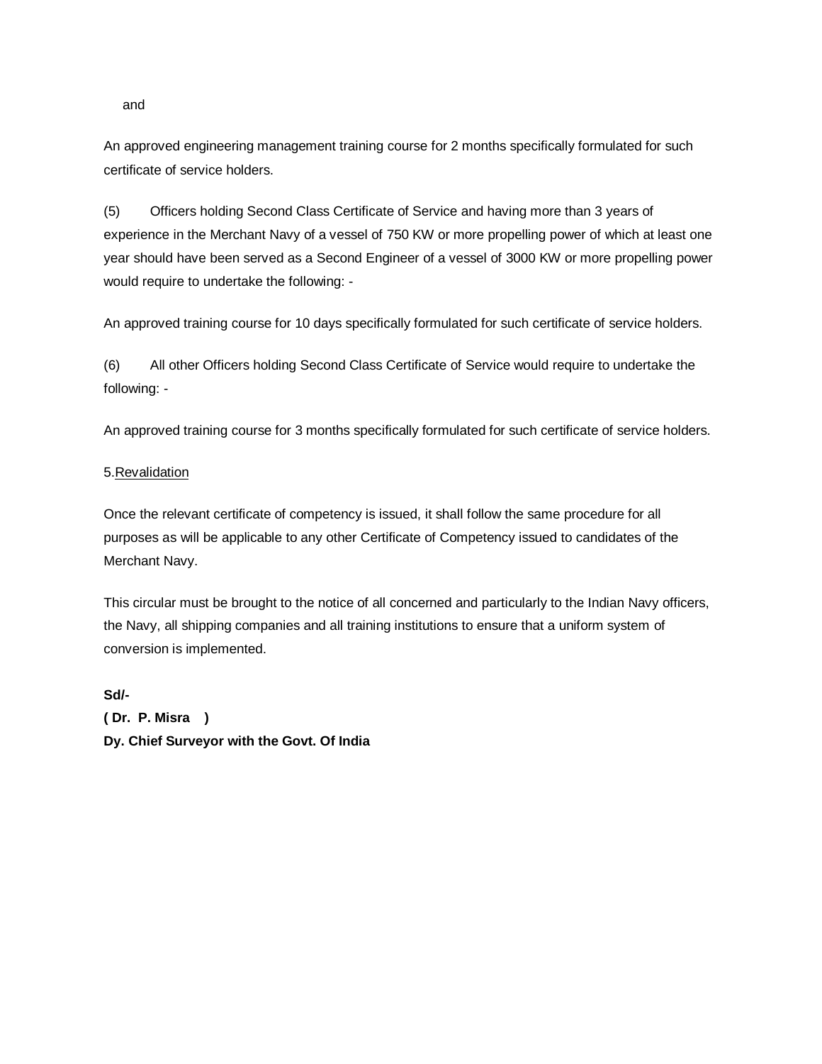and

An approved engineering management training course for 2 months specifically formulated for such certificate of service holders.

(5) Officers holding Second Class Certificate of Service and having more than 3 years of experience in the Merchant Navy of a vessel of 750 KW or more propelling power of which at least one year should have been served as a Second Engineer of a vessel of 3000 KW or more propelling power would require to undertake the following: -

An approved training course for 10 days specifically formulated for such certificate of service holders.

(6) All other Officers holding Second Class Certificate of Service would require to undertake the following: -

An approved training course for 3 months specifically formulated for such certificate of service holders.

5.<u>Revalidation</u>

Once the relevant certificate of competency is issued, it shall follow the same procedure for all purposes as will be applicable to any other Certificate of Competency issued to candidates of the Merchant Navy.

This circular must be brought to the notice of all concerned and particularly to the Indian Navy officers, the Navy, all shipping companies and all training institutions to ensure that a uniform system of conversion is implemented.

**Sd/-**
**( Dr. P. Misra )**
**Dy. Chief Surveyor with the Govt. Of India**